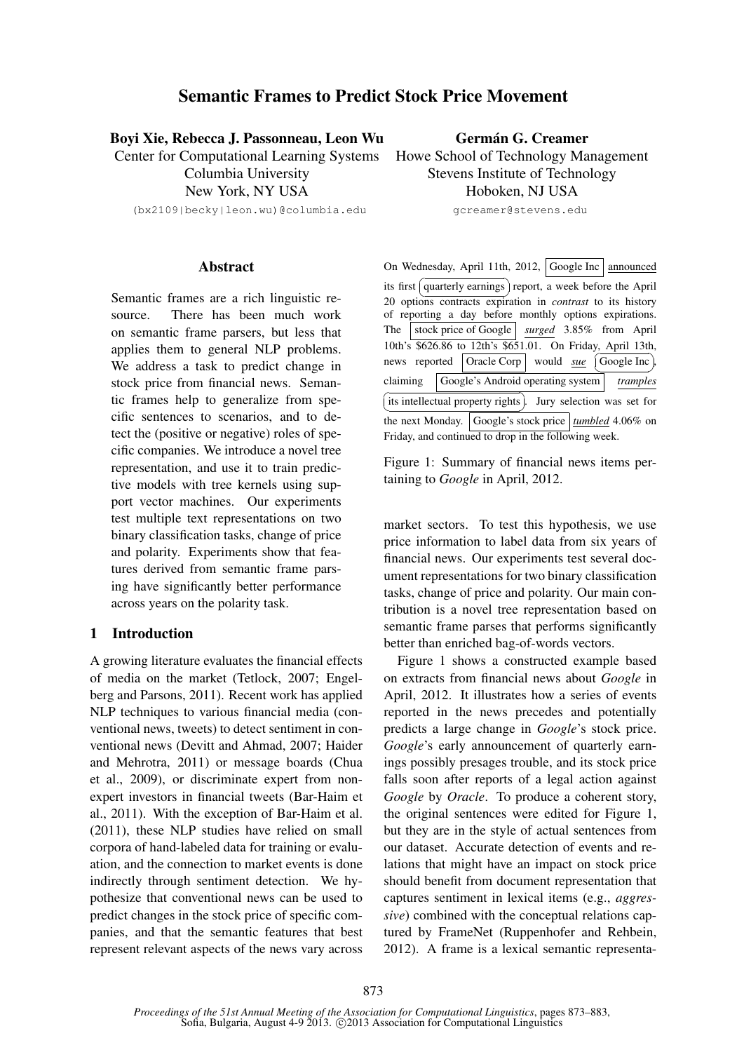# Semantic Frames to Predict Stock Price Movement

**Boyi Xie, Rebecca J. Passonneau, Leon Wu**
Center for Computational Learning Systems
Columbia University
New York, NY USA
(bx2109|becky|leon.wu)@columbia.edu

**Germán G. Creamer**
Howe School of Technology Management
Stevens Institute of Technology
Hoboken, NJ USA
gcreamer@stevens.edu

## Abstract

Semantic frames are a rich linguistic resource. There has been much work on semantic frame parsers, but less that applies them to general NLP problems. We address a task to predict change in stock price from financial news. Semantic frames help to generalize from specific sentences to scenarios, and to detect the (positive or negative) roles of specific companies. We introduce a novel tree representation, and use it to train predictive models with tree kernels using support vector machines. Our experiments test multiple text representations on two binary classification tasks, change of price and polarity. Experiments show that features derived from semantic frame parsing have significantly better performance across years on the polarity task.

## 1 Introduction

A growing literature evaluates the financial effects of media on the market (Tetlock, 2007; Engelberg and Parsons, 2011). Recent work has applied NLP techniques to various financial media (conventional news, tweets) to detect sentiment in conventional news (Devitt and Ahmad, 2007; Haider and Mehrotra, 2011) or message boards (Chua et al., 2009), or discriminate expert from non-expert investors in financial tweets (Bar-Haim et al., 2011). With the exception of Bar-Haim et al. (2011), these NLP studies have relied on small corpora of hand-labeled data for training or evaluation, and the connection to market events is done indirectly through sentiment detection. We hypothesize that conventional news can be used to predict changes in the stock price of specific companies, and that the semantic features that best represent relevant aspects of the news vary across market sectors. To test this hypothesis, we use price information to label data from six years of financial news. Our experiments test several document representations for two binary classification tasks, change of price and polarity. Our main contribution is a novel tree representation based on semantic frame parses that performs significantly better than enriched bag-of-words vectors.

On Wednesday, April 11th, 2012, Google Inc <u>announced</u> its first quarterly earnings report, a week before the April 20 options contracts expiration in *contrast* to its history of reporting a day before monthly options expirations. The stock price of Google *surged* 3.85% from April 10th's \$626.86 to 12th's \$651.01. On Friday, April 13th, news reported Oracle Corp would *sue* Google Inc, claiming Google's Android operating system *tramples* its intellectual property rights. Jury selection was set for the next Monday. Google's stock price *tumbled* 4.06% on Friday, and continued to drop in the following week.

Figure 1: Summary of financial news items pertaining to *Google* in April, 2012.

Figure 1 shows a constructed example based on extracts from financial news about *Google* in April, 2012. It illustrates how a series of events reported in the news precedes and potentially predicts a large change in *Google*'s stock price. *Google*'s early announcement of quarterly earnings possibly presages trouble, and its stock price falls soon after reports of a legal action against *Google* by *Oracle*. To produce a coherent story, the original sentences were edited for Figure 1, but they are in the style of actual sentences from our dataset. Accurate detection of events and relations that might have an impact on stock price should benefit from document representation that captures sentiment in lexical items (e.g., *aggressive*) combined with the conceptual relations captured by FrameNet (Ruppenhofer and Rehbein, 2012). A frame is a lexical semantic representa-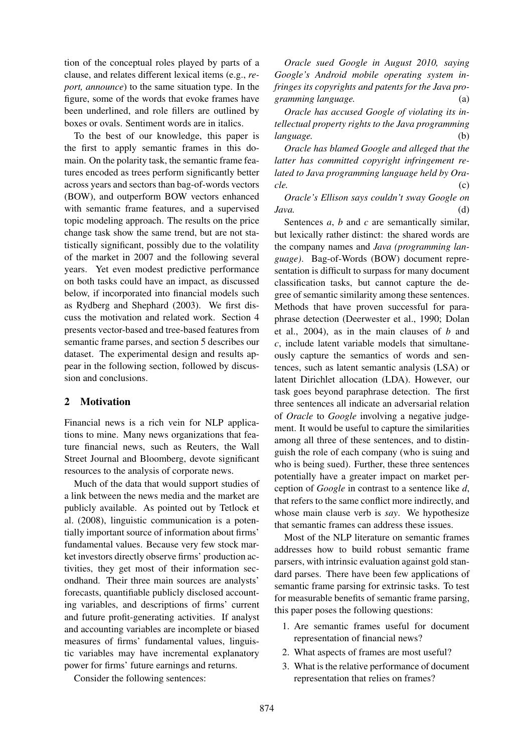tion of the conceptual roles played by parts of a clause, and relates different lexical items (e.g., *report, announce*) to the same situation type. In the figure, some of the words that evoke frames have been underlined, and role fillers are outlined by boxes or ovals. Sentiment words are in italics.

To the best of our knowledge, this paper is the first to apply semantic frames in this domain. On the polarity task, the semantic frame features encoded as trees perform significantly better across years and sectors than bag-of-words vectors (BOW), and outperform BOW vectors enhanced with semantic frame features, and a supervised topic modeling approach. The results on the price change task show the same trend, but are not statistically significant, possibly due to the volatility of the market in 2007 and the following several years. Yet even modest predictive performance on both tasks could have an impact, as discussed below, if incorporated into financial models such as Rydberg and Shephard (2003). We first discuss the motivation and related work. Section 4 presents vector-based and tree-based features from semantic frame parses, and section 5 describes our dataset. The experimental design and results appear in the following section, followed by discussion and conclusions.

## 2 Motivation

Financial news is a rich vein for NLP applications to mine. Many news organizations that feature financial news, such as Reuters, the Wall Street Journal and Bloomberg, devote significant resources to the analysis of corporate news.

Much of the data that would support studies of a link between the news media and the market are publicly available. As pointed out by Tetlock et al. (2008), linguistic communication is a potentially important source of information about firms' fundamental values. Because very few stock market investors directly observe firms' production activities, they get most of their information secondhand. Their three main sources are analysts' forecasts, quantifiable publicly disclosed accounting variables, and descriptions of firms' current and future profit-generating activities. If analyst and accounting variables are incomplete or biased measures of firms' fundamental values, linguistic variables may have incremental explanatory power for firms' future earnings and returns.

Consider the following sentences:

*Oracle sued Google in August 2010, saying Google's Android mobile operating system infringes its copyrights and patents for the Java programming language.* (a)

*Oracle has accused Google of violating its intellectual property rights to the Java programming language.* (b)

*Oracle has blamed Google and alleged that the latter has committed copyright infringement related to Java programming language held by Oracle.* (c)

*Oracle's Ellison says couldn't sway Google on Java.* (d)

Sentences *a*, *b* and *c* are semantically similar, but lexically rather distinct: the shared words are the company names and *Java (programming language)*. Bag-of-Words (BOW) document representation is difficult to surpass for many document classification tasks, but cannot capture the degree of semantic similarity among these sentences. Methods that have proven successful for paraphrase detection (Deerwester et al., 1990; Dolan et al., 2004), as in the main clauses of *b* and *c*, include latent variable models that simultaneously capture the semantics of words and sentences, such as latent semantic analysis (LSA) or latent Dirichlet allocation (LDA). However, our task goes beyond paraphrase detection. The first three sentences all indicate an adversarial relation of *Oracle* to *Google* involving a negative judgement. It would be useful to capture the similarities among all three of these sentences, and to distinguish the role of each company (who is suing and who is being sued). Further, these three sentences potentially have a greater impact on market perception of *Google* in contrast to a sentence like *d*, that refers to the same conflict more indirectly, and whose main clause verb is *say*. We hypothesize that semantic frames can address these issues.

Most of the NLP literature on semantic frames addresses how to build robust semantic frame parsers, with intrinsic evaluation against gold standard parses. There have been few applications of semantic frame parsing for extrinsic tasks. To test for measurable benefits of semantic frame parsing, this paper poses the following questions:

1. Are semantic frames useful for document representation of financial news?
2. What aspects of frames are most useful?
3. What is the relative performance of document representation that relies on frames?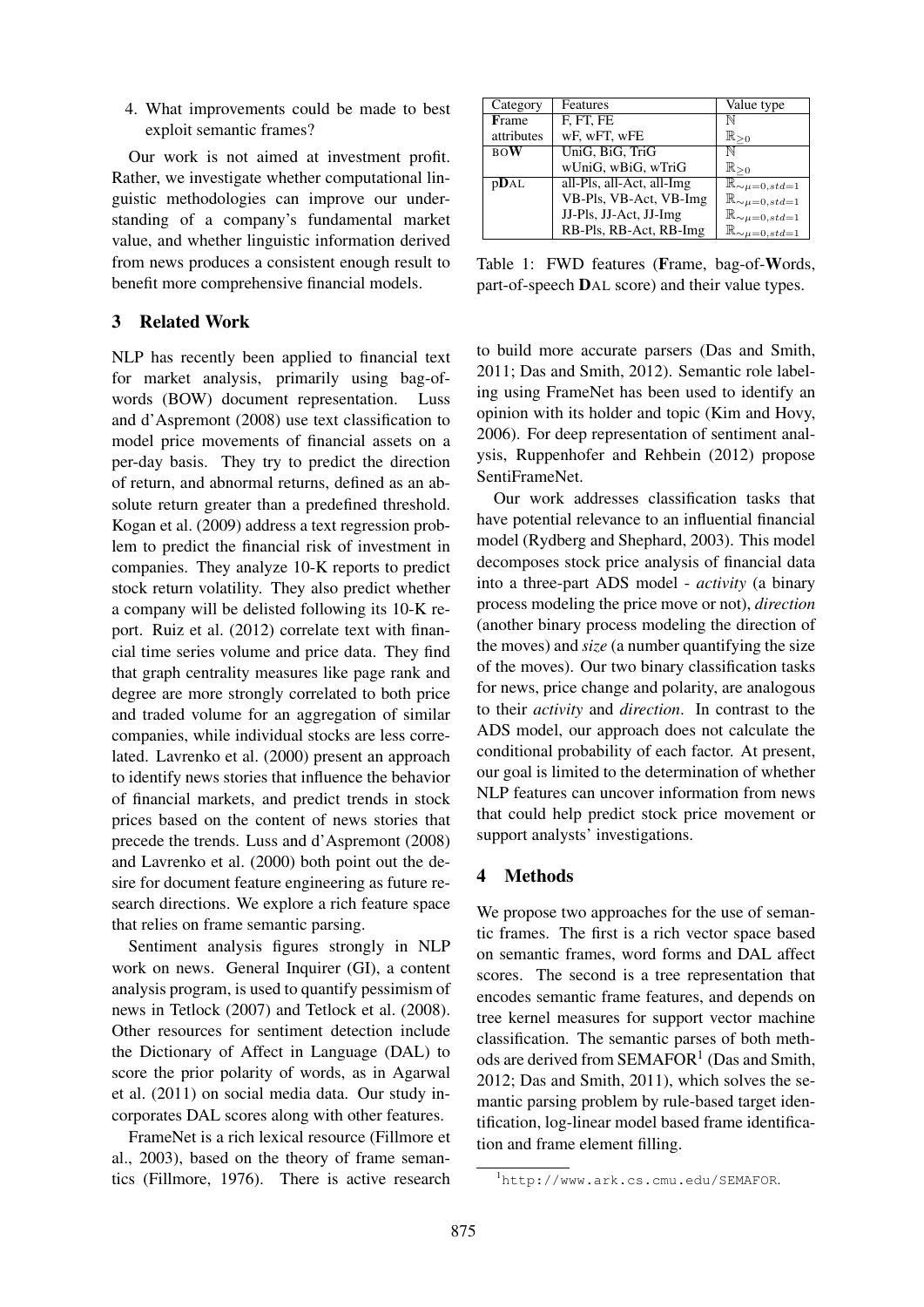4. What improvements could be made to best exploit semantic frames?

Our work is not aimed at investment profit. Rather, we investigate whether computational linguistic methodologies can improve our understanding of a company's fundamental market value, and whether linguistic information derived from news produces a consistent enough result to benefit more comprehensive financial models.

## 3 Related Work

NLP has recently been applied to financial text for market analysis, primarily using bag-of-words (BOW) document representation. Luss and d'Aspremont (2008) use text classification to model price movements of financial assets on a per-day basis. They try to predict the direction of return, and abnormal returns, defined as an absolute return greater than a predefined threshold. Kogan et al. (2009) address a text regression problem to predict the financial risk of investment in companies. They analyze 10-K reports to predict stock return volatility. They also predict whether a company will be delisted following its 10-K report. Ruiz et al. (2012) correlate text with financial time series volume and price data. They find that graph centrality measures like page rank and degree are more strongly correlated to both price and traded volume for an aggregation of similar companies, while individual stocks are less correlated. Lavrenko et al. (2000) present an approach to identify news stories that influence the behavior of financial markets, and predict trends in stock prices based on the content of news stories that precede the trends. Luss and d'Aspremont (2008) and Lavrenko et al. (2000) both point out the desire for document feature engineering as future research directions. We explore a rich feature space that relies on frame semantic parsing.

Sentiment analysis figures strongly in NLP work on news. General Inquirer (GI), a content analysis program, is used to quantify pessimism of news in Tetlock (2007) and Tetlock et al. (2008). Other resources for sentiment detection include the Dictionary of Affect in Language (DAL) to score the prior polarity of words, as in Agarwal et al. (2011) on social media data. Our study incorporates DAL scores along with other features.

FrameNet is a rich lexical resource (Fillmore et al., 2003), based on the theory of frame semantics (Fillmore, 1976). There is active research to build more accurate parsers (Das and Smith, 2011; Das and Smith, 2012). Semantic role labeling using FrameNet has been used to identify an opinion with its holder and topic (Kim and Hovy, 2006). For deep representation of sentiment analysis, Ruppenhofer and Rehbein (2012) propose SentiFrameNet.

| Category | Features | Value type |
|---|---|---|
| **F**rame attributes | F, FT, FE | $\mathbb{N}$ |
| | wF, wFT, wFE | $\mathbb{R}_{\geq 0}$ |
| BO**W** | UniG, BiG, TriG | $\mathbb{N}$ |
| | wUniG, wBiG, wTriG | $\mathbb{R}_{\geq 0}$ |
| p**D**AL | all-Pls, all-Act, all-Img | $\mathbb{R}_{\sim\mu=0,std=1}$ |
| | VB-Pls, VB-Act, VB-Img | $\mathbb{R}_{\sim\mu=0,std=1}$ |
| | JJ-Pls, JJ-Act, JJ-Img | $\mathbb{R}_{\sim\mu=0,std=1}$ |
| | RB-Pls, RB-Act, RB-Img | $\mathbb{R}_{\sim\mu=0,std=1}$ |

Table 1: FWD features (**F**rame, bag-of-**W**ords, part-of-speech **D**AL score) and their value types.

Our work addresses classification tasks that have potential relevance to an influential financial model (Rydberg and Shephard, 2003). This model decomposes stock price analysis of financial data into a three-part ADS model - *activity* (a binary process modeling the price move or not), *direction* (another binary process modeling the direction of the moves) and *size* (a number quantifying the size of the moves). Our two binary classification tasks for news, price change and polarity, are analogous to their *activity* and *direction*. In contrast to the ADS model, our approach does not calculate the conditional probability of each factor. At present, our goal is limited to the determination of whether NLP features can uncover information from news that could help predict stock price movement or support analysts' investigations.

## 4 Methods

We propose two approaches for the use of semantic frames. The first is a rich vector space based on semantic frames, word forms and DAL affect scores. The second is a tree representation that encodes semantic frame features, and depends on tree kernel measures for support vector machine classification. The semantic parses of both methods are derived from SEMAFOR[1] (Das and Smith, 2012; Das and Smith, 2011), which solves the semantic parsing problem by rule-based target identification, log-linear model based frame identification and frame element filling.

[1] http://www.ark.cs.cmu.edu/SEMAFOR.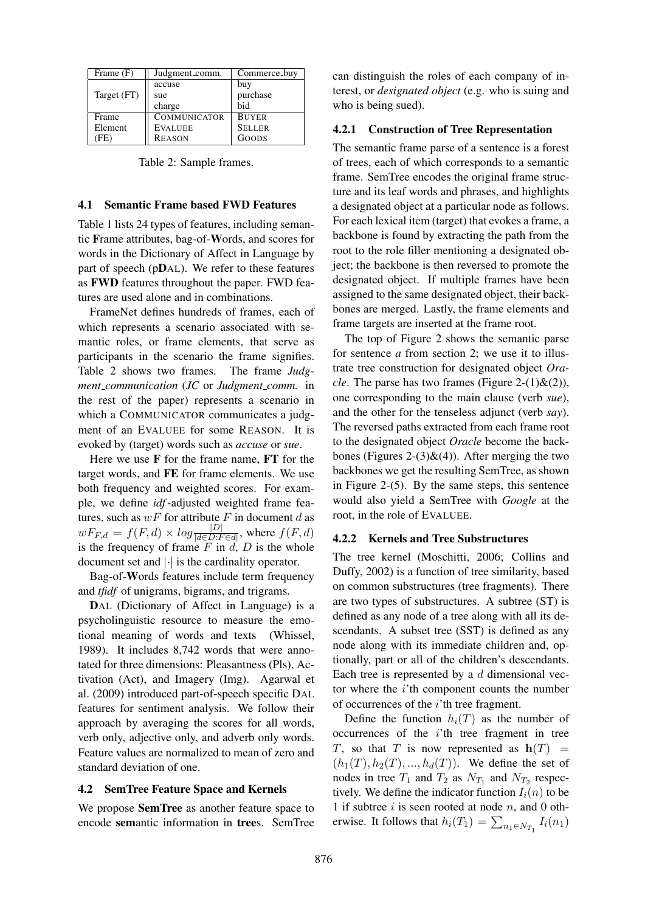| Frame (F) | Judgment_comm. | Commerce_buy |
|---|---|---|
| Target (FT) | accuse<br>sue<br>charge | buy<br>purchase<br>bid |
| Frame Element (FE) | COMMUNICATOR<br>EVALUEE<br>REASON | BUYER<br>SELLER<br>GOODS |

Table 2: Sample frames.

### 4.1 Semantic Frame based FWD Features

Table 1 lists 24 types of features, including semantic **F**rame attributes, bag-of-**W**ords, and scores for words in the Dictionary of Affect in Language by part of speech (p**D**AL). We refer to these features as **FWD** features throughout the paper. FWD features are used alone and in combinations.

FrameNet defines hundreds of frames, each of which represents a scenario associated with semantic roles, or frame elements, that serve as participants in the scenario the frame signifies. Table 2 shows two frames. The frame *Judgment_communication* (*JC* or *Judgment_comm.* in the rest of the paper) represents a scenario in which a COMMUNICATOR communicates a judgment of an EVALUEE for some REASON. It is evoked by (target) words such as *accuse* or *sue*.

Here we use **F** for the frame name, **FT** for the target words, and **FE** for frame elements. We use both frequency and weighted scores. For example, we define *idf*-adjusted weighted frame features, such as $wF$ for attribute $F$ in document $d$ as $wF_{F,d} = f(F,d) \times log\frac{|D|}{|d \in D : F \in d|}$, where $f(F,d)$ is the frequency of frame $F$ in $d$, $D$ is the whole document set and $|\cdot|$ is the cardinality operator.

Bag-of-**W**ords features include term frequency and *tfidf* of unigrams, bigrams, and trigrams.

**D**AL (Dictionary of Affect in Language) is a psycholinguistic resource to measure the emotional meaning of words and texts (Whissel, 1989). It includes 8,742 words that were annotated for three dimensions: Pleasantness (Pls), Activation (Act), and Imagery (Img). Agarwal et al. (2009) introduced part-of-speech specific DAL features for sentiment analysis. We follow their approach by averaging the scores for all words, verb only, adjective only, and adverb only words. Feature values are normalized to mean of zero and standard deviation of one.

### 4.2 SemTree Feature Space and Kernels

We propose **SemTree** as another feature space to encode **sem**antic information in **tree**s. SemTree can distinguish the roles of each company of interest, or *designated object* (e.g. who is suing and who is being sued).

#### 4.2.1 Construction of Tree Representation

The semantic frame parse of a sentence is a forest of trees, each of which corresponds to a semantic frame. SemTree encodes the original frame structure and its leaf words and phrases, and highlights a designated object at a particular node as follows. For each lexical item (target) that evokes a frame, a backbone is found by extracting the path from the root to the role filler mentioning a designated object; the backbone is then reversed to promote the designated object. If multiple frames have been assigned to the same designated object, their backbones are merged. Lastly, the frame elements and frame targets are inserted at the frame root.

The top of Figure 2 shows the semantic parse for sentence *a* from section 2; we use it to illustrate tree construction for designated object *Oracle*. The parse has two frames (Figure 2-(1)&(2)), one corresponding to the main clause (verb *sue*), and the other for the tenseless adjunct (verb *say*). The reversed paths extracted from each frame root to the designated object *Oracle* become the backbones (Figures 2-(3)&(4)). After merging the two backbones we get the resulting SemTree, as shown in Figure 2-(5). By the same steps, this sentence would also yield a SemTree with *Google* at the root, in the role of EVALUEE.

#### 4.2.2 Kernels and Tree Substructures

The tree kernel (Moschitti, 2006; Collins and Duffy, 2002) is a function of tree similarity, based on common substructures (tree fragments). There are two types of substructures. A subtree (ST) is defined as any node of a tree along with all its descendants. A subset tree (SST) is defined as any node along with its immediate children and, optionally, part or all of the children's descendants. Each tree is represented by a $d$ dimensional vector where the $i$'th component counts the number of occurrences of the $i$'th tree fragment.

Define the function $h_i(T)$ as the number of occurrences of the $i$'th tree fragment in tree $T$, so that $T$ is now represented as $\mathbf{h}(T) = (h_1(T), h_2(T), ..., h_d(T))$. We define the set of nodes in tree $T_1$ and $T_2$ as $N_{T_1}$ and $N_{T_2}$ respectively. We define the indicator function $I_i(n)$ to be 1 if subtree $i$ is seen rooted at node $n$, and 0 otherwise. It follows that $h_i(T_1) = \sum_{n_1 \in N_{T_1}} I_i(n_1)$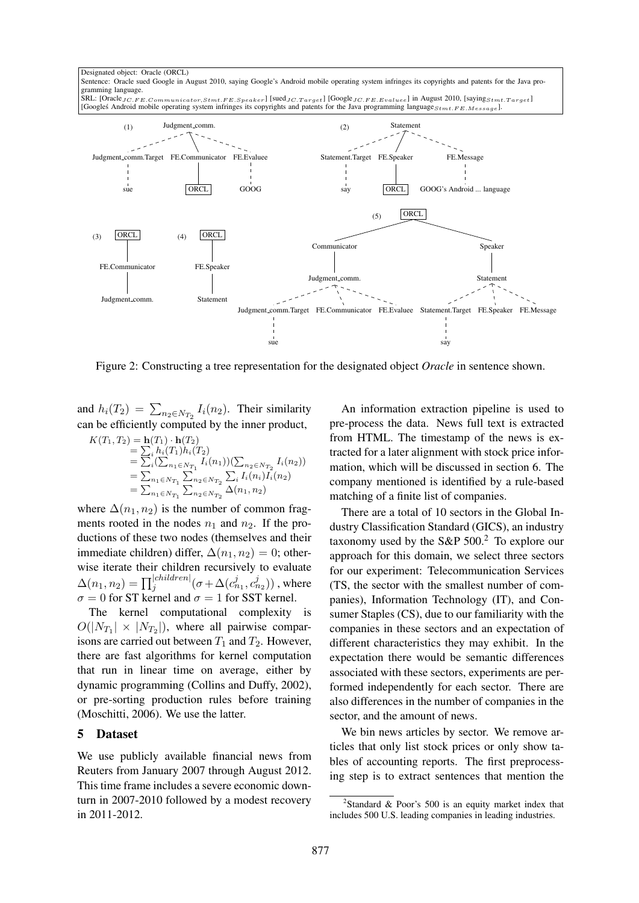Designated object: Oracle (ORCL)

Sentence: Oracle sued Google in August 2010, saying Google's Android mobile operating system infringes its copyrights and patents for the Java programming language.

SRL: [Oracle$_{JC.FE.Communicator,Stmt.FE.Speaker}$] [sued$_{JC.Target}$] [Google$_{JC.FE.Evaluee}$] in August 2010, [saying$_{Stmt.Target}$] [Googleś Android mobile operating system infringes its copyrights and patents for the Java programming language$_{Stmt.FE.Message}$].

Figure 2: Constructing a tree representation for the designated object *Oracle* in sentence shown.

and $h_i(T_2) = \sum_{n_2 \in N_{T_2}} I_i(n_2)$. Their similarity can be efficiently computed by the inner product,

$$
\begin{aligned}
K(T_1, T_2) &= \mathbf{h}(T_1) \cdot \mathbf{h}(T_2) \\
&= \sum_i h_i(T_1) h_i(T_2) \\
&= \sum_i (\sum_{n_1 \in N_{T_1}} I_i(n_1))(\sum_{n_2 \in N_{T_2}} I_i(n_2)) \\
&= \sum_{n_1 \in N_{T_1}} \sum_{n_2 \in N_{T_2}} \sum_i I_i(n_i) I_i(n_2) \\
&= \sum_{n_1 \in N_{T_1}} \sum_{n_2 \in N_{T_2}} \Delta(n_1, n_2)
\end{aligned}
$$

where $\Delta(n_1, n_2)$ is the number of common fragments rooted in the nodes $n_1$ and $n_2$. If the productions of these two nodes (themselves and their immediate children) differ, $\Delta(n_1, n_2) = 0$; otherwise iterate their children recursively to evaluate $\Delta(n_1, n_2) = \prod_j^{|children|} (\sigma + \Delta(c_{n_1}^j, c_{n_2}^j))$ , where $\sigma = 0$ for ST kernel and $\sigma = 1$ for SST kernel.

The kernel computational complexity is $O(|N_{T_1}| \times |N_{T_2}|)$, where all pairwise comparisons are carried out between $T_1$ and $T_2$. However, there are fast algorithms for kernel computation that run in linear time on average, either by dynamic programming (Collins and Duffy, 2002), or pre-sorting production rules before training (Moschitti, 2006). We use the latter.

## 5 Dataset

We use publicly available financial news from Reuters from January 2007 through August 2012. This time frame includes a severe economic downturn in 2007-2010 followed by a modest recovery in 2011-2012.

An information extraction pipeline is used to pre-process the data. News full text is extracted from HTML. The timestamp of the news is extracted for a later alignment with stock price information, which will be discussed in section 6. The company mentioned is identified by a rule-based matching of a finite list of companies.

There are a total of 10 sectors in the Global Industry Classification Standard (GICS), an industry taxonomy used by the S&P 500.[2] To explore our approach for this domain, we select three sectors for our experiment: Telecommunication Services (TS, the sector with the smallest number of companies), Information Technology (IT), and Consumer Staples (CS), due to our familiarity with the companies in these sectors and an expectation of different characteristics they may exhibit. In the expectation there would be semantic differences associated with these sectors, experiments are performed independently for each sector. There are also differences in the number of companies in the sector, and the amount of news.

We bin news articles by sector. We remove articles that only list stock prices or only show tables of accounting reports. The first preprocessing step is to extract sentences that mention the

[2] Standard & Poor's 500 is an equity market index that includes 500 U.S. leading companies in leading industries.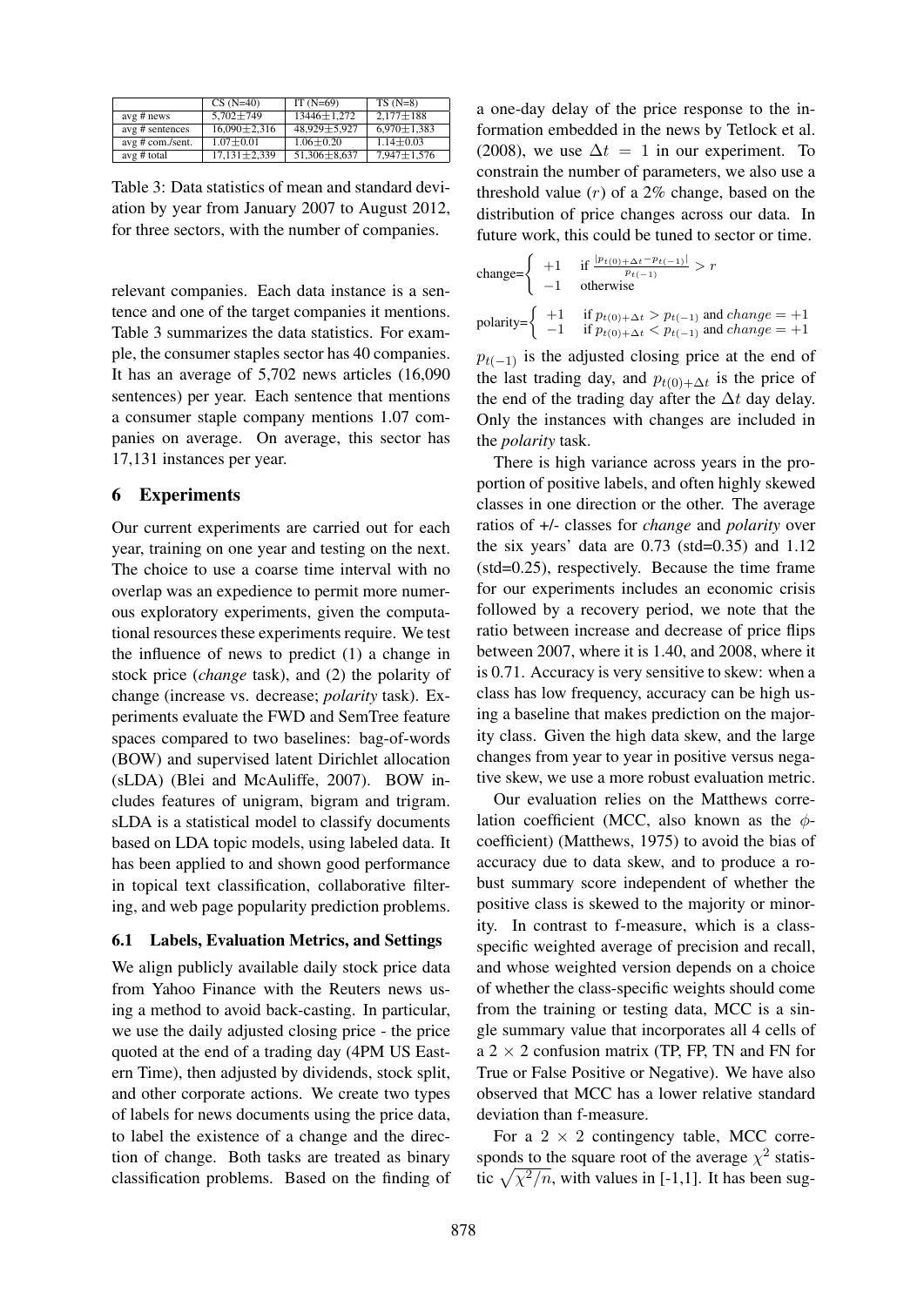|  | CS (N=40) | IT (N=69) | TS (N=8) |
| --- | --- | --- | --- |
| avg # news | 5,702±749 | 13446±1,272 | 2,177±188 |
| avg # sentences | 16,090±2,316 | 48,929±5,927 | 6,970±1,383 |
| avg # com./sent. | 1.07±0.01 | 1.06±0.20 | 1.14±0.03 |
| avg # total | 17,131±2,339 | 51,306±8,637 | 7,947±1,576 |

Table 3: Data statistics of mean and standard deviation by year from January 2007 to August 2012, for three sectors, with the number of companies.

relevant companies. Each data instance is a sentence and one of the target companies it mentions. Table 3 summarizes the data statistics. For example, the consumer staples sector has 40 companies. It has an average of 5,702 news articles (16,090 sentences) per year. Each sentence that mentions a consumer staple company mentions 1.07 companies on average. On average, this sector has 17,131 instances per year.

## 6 Experiments

Our current experiments are carried out for each year, training on one year and testing on the next. The choice to use a coarse time interval with no overlap was an expedience to permit more numerous exploratory experiments, given the computational resources these experiments require. We test the influence of news to predict (1) a change in stock price (*change* task), and (2) the polarity of change (increase vs. decrease; *polarity* task). Experiments evaluate the FWD and SemTree feature spaces compared to two baselines: bag-of-words (BOW) and supervised latent Dirichlet allocation (sLDA) (Blei and McAuliffe, 2007). BOW includes features of unigram, bigram and trigram. sLDA is a statistical model to classify documents based on LDA topic models, using labeled data. It has been applied to and shown good performance in topical text classification, collaborative filtering, and web page popularity prediction problems.

### 6.1 Labels, Evaluation Metrics, and Settings

We align publicly available daily stock price data from Yahoo Finance with the Reuters news using a method to avoid back-casting. In particular, we use the daily adjusted closing price - the price quoted at the end of a trading day (4PM US Eastern Time), then adjusted by dividends, stock split, and other corporate actions. We create two types of labels for news documents using the price data, to label the existence of a change and the direction of change. Both tasks are treated as binary classification problems. Based on the finding of a one-day delay of the price response to the information embedded in the news by Tetlock et al. (2008), we use $\Delta t = 1$ in our experiment. To constrain the number of parameters, we also use a threshold value ($r$) of a 2% change, based on the distribution of price changes across our data. In future work, this could be tuned to sector or time.

$$\text{change}=\begin{cases} +1 & \text{if } \frac{|p_{t(0)+\Delta t} - p_{t(-1)}|}{p_{t(-1)}} > r \\ -1 & \text{otherwise} \end{cases}$$

$$\text{polarity}=\begin{cases} +1 & \text{if } p_{t(0)+\Delta t} > p_{t(-1)} \text{ and } change = +1 \\ -1 & \text{if } p_{t(0)+\Delta t} < p_{t(-1)} \text{ and } change = +1 \end{cases}$$

$p_{t(-1)}$ is the adjusted closing price at the end of the last trading day, and $p_{t(0)+\Delta t}$ is the price of the end of the trading day after the $\Delta t$ day delay. Only the instances with changes are included in the *polarity* task.

There is high variance across years in the proportion of positive labels, and often highly skewed classes in one direction or the other. The average ratios of +/- classes for *change* and *polarity* over the six years' data are 0.73 (std=0.35) and 1.12 (std=0.25), respectively. Because the time frame for our experiments includes an economic crisis followed by a recovery period, we note that the ratio between increase and decrease of price flips between 2007, where it is 1.40, and 2008, where it is 0.71. Accuracy is very sensitive to skew: when a class has low frequency, accuracy can be high using a baseline that makes prediction on the majority class. Given the high data skew, and the large changes from year to year in positive versus negative skew, we use a more robust evaluation metric.

Our evaluation relies on the Matthews correlation coefficient (MCC, also known as the $\phi$-coefficient) (Matthews, 1975) to avoid the bias of accuracy due to data skew, and to produce a robust summary score independent of whether the positive class is skewed to the majority or minority. In contrast to f-measure, which is a class-specific weighted average of precision and recall, and whose weighted version depends on a choice of whether the class-specific weights should come from the training or testing data, MCC is a single summary value that incorporates all 4 cells of a $2 \times 2$ confusion matrix (TP, FP, TN and FN for True or False Positive or Negative). We have also observed that MCC has a lower relative standard deviation than f-measure.

For a $2 \times 2$ contingency table, MCC corresponds to the square root of the average $\chi^2$ statistic $\sqrt{\chi^2/n}$, with values in [-1,1]. It has been sug-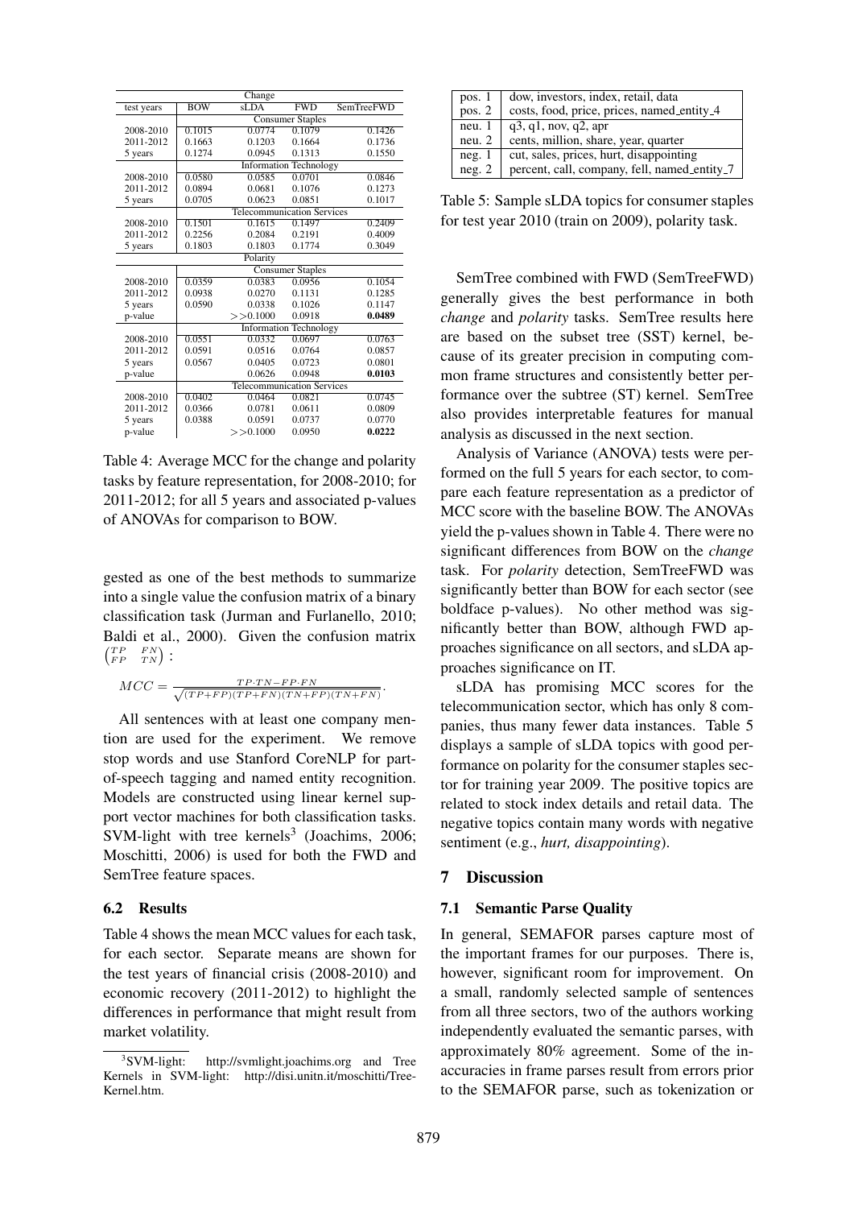| test years | BOW | sLDA | FWD | SemTreeFWD |
|---|---|---|---|---|
| **Change** | | | | |
| | Consumer Staples | | | |
| 2008-2010 | 0.1015 | 0.0774 | 0.1079 | 0.1426 |
| 2011-2012 | 0.1663 | 0.1203 | 0.1664 | 0.1736 |
| 5 years | 0.1274 | 0.0945 | 0.1313 | 0.1550 |
| | Information Technology | | | |
| 2008-2010 | 0.0580 | 0.0585 | 0.0701 | 0.0846 |
| 2011-2012 | 0.0894 | 0.0681 | 0.1076 | 0.1273 |
| 5 years | 0.0705 | 0.0623 | 0.0851 | 0.1017 |
| | Telecommunication Services | | | |
| 2008-2010 | 0.1501 | 0.1615 | 0.1497 | 0.2409 |
| 2011-2012 | 0.2256 | 0.2084 | 0.2191 | 0.4009 |
| 5 years | 0.1803 | 0.1803 | 0.1774 | 0.3049 |
| **Polarity** | | | | |
| | Consumer Staples | | | |
| 2008-2010 | 0.0359 | 0.0383 | 0.0956 | 0.1054 |
| 2011-2012 | 0.0938 | 0.0270 | 0.1131 | 0.1285 |
| 5 years | 0.0590 | 0.0338 | 0.1026 | 0.1147 |
| p-value | | $>>0.1000$ | 0.0918 | **0.0489** |
| | Information Technology | | | |
| 2008-2010 | 0.0551 | 0.0332 | 0.0697 | 0.0763 |
| 2011-2012 | 0.0591 | 0.0516 | 0.0764 | 0.0857 |
| 5 years | 0.0567 | 0.0405 | 0.0723 | 0.0801 |
| p-value | | 0.0626 | 0.0948 | **0.0103** |
| | Telecommunication Services | | | |
| 2008-2010 | 0.0402 | 0.0464 | 0.0821 | 0.0745 |
| 2011-2012 | 0.0366 | 0.0781 | 0.0611 | 0.0809 |
| 5 years | 0.0388 | 0.0591 | 0.0737 | 0.0770 |
| p-value | | $>>0.1000$ | 0.0950 | **0.0222** |

Table 4: Average MCC for the change and polarity tasks by feature representation, for 2008-2010; for 2011-2012; for all 5 years and associated p-values of ANOVAs for comparison to BOW.

gested as one of the best methods to summarize into a single value the confusion matrix of a binary classification task (Jurman and Furlanello, 2010; Baldi et al., 2000). Given the confusion matrix $\begin{pmatrix} TP & FN \\ FP & TN \end{pmatrix}$ :

$$MCC = \frac{TP \cdot TN - FP \cdot FN}{\sqrt{(TP+FP)(TP+FN)(TN+FP)(TN+FN)}}.$$

All sentences with at least one company mention are used for the experiment. We remove stop words and use Stanford CoreNLP for part-of-speech tagging and named entity recognition. Models are constructed using linear kernel support vector machines for both classification tasks. SVM-light with tree kernels[3] (Joachims, 2006; Moschitti, 2006) is used for both the FWD and SemTree feature spaces.

### 6.2 Results

Table 4 shows the mean MCC values for each task, for each sector. Separate means are shown for the test years of financial crisis (2008-2010) and economic recovery (2011-2012) to highlight the differences in performance that might result from market volatility.

[3]SVM-light: http://svmlight.joachims.org and Tree Kernels in SVM-light: http://disi.unitn.it/moschitti/Tree-Kernel.htm.

| | |
|---|---|
| pos. 1 | dow, investors, index, retail, data |
| pos. 2 | costs, food, price, prices, named_entity_4 |
| neu. 1 | q3, q1, nov, q2, apr |
| neu. 2 | cents, million, share, year, quarter |
| neg. 1 | cut, sales, prices, hurt, disappointing |
| neg. 2 | percent, call, company, fell, named_entity_7 |

Table 5: Sample sLDA topics for consumer staples for test year 2010 (train on 2009), polarity task.

SemTree combined with FWD (SemTreeFWD) generally gives the best performance in both *change* and *polarity* tasks. SemTree results here are based on the subset tree (SST) kernel, because of its greater precision in computing common frame structures and consistently better performance over the subtree (ST) kernel. SemTree also provides interpretable features for manual analysis as discussed in the next section.

Analysis of Variance (ANOVA) tests were performed on the full 5 years for each sector, to compare each feature representation as a predictor of MCC score with the baseline BOW. The ANOVAs yield the p-values shown in Table 4. There were no significant differences from BOW on the *change* task. For *polarity* detection, SemTreeFWD was significantly better than BOW for each sector (see boldface p-values). No other method was significantly better than BOW, although FWD approaches significance on all sectors, and sLDA approaches significance on IT.

sLDA has promising MCC scores for the telecommunication sector, which has only 8 companies, thus many fewer data instances. Table 5 displays a sample of sLDA topics with good performance on polarity for the consumer staples sector for training year 2009. The positive topics are related to stock index details and retail data. The negative topics contain many words with negative sentiment (e.g., *hurt, disappointing*).

## 7 Discussion

### 7.1 Semantic Parse Quality

In general, SEMAFOR parses capture most of the important frames for our purposes. There is, however, significant room for improvement. On a small, randomly selected sample of sentences from all three sectors, two of the authors working independently evaluated the semantic parses, with approximately 80% agreement. Some of the inaccuracies in frame parses result from errors prior to the SEMAFOR parse, such as tokenization or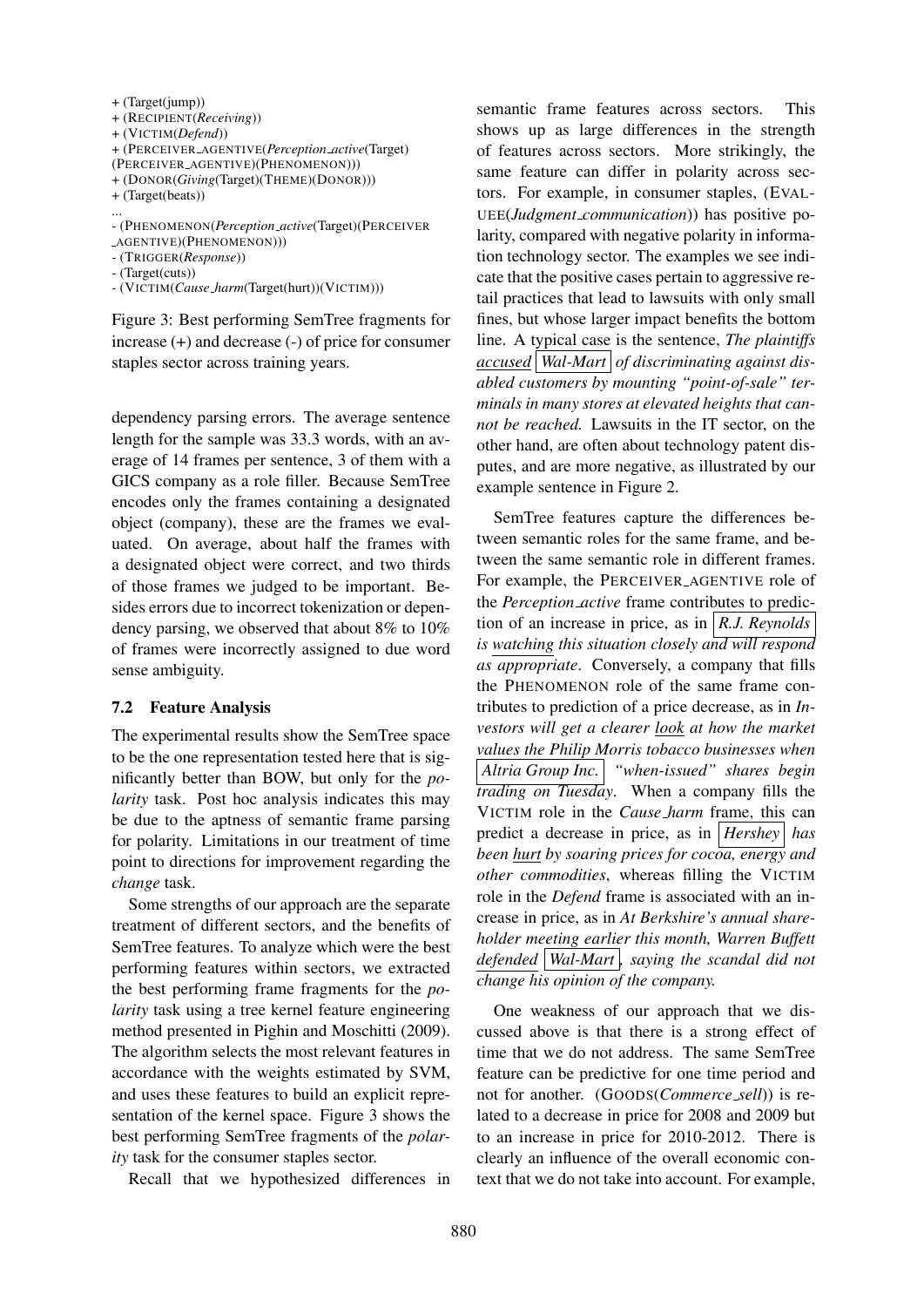+ (Target(jump))
+ (RECIPIENT(*Receiving*))
+ (VICTIM(*Defend*))
+ (PERCEIVER_AGENTIVE(*Perception_active*(Target)(PERCEIVER_AGENTIVE)(PHENOMENON)))
+ (DONOR(*Giving*(Target)(THEME)(DONOR)))
+ (Target(beats))
...
- (PHENOMENON(*Perception_active*(Target)(PERCEIVER_AGENTIVE)(PHENOMENON)))
- (TRIGGER(*Response*))
- (Target(cuts))
- (VICTIM(*Cause_harm*(Target(hurt))(VICTIM)))

Figure 3: Best performing SemTree fragments for increase (+) and decrease (-) of price for consumer staples sector across training years.

dependency parsing errors. The average sentence length for the sample was 33.3 words, with an average of 14 frames per sentence, 3 of them with a GICS company as a role filler. Because SemTree encodes only the frames containing a designated object (company), these are the frames we evaluated. On average, about half the frames with a designated object were correct, and two thirds of those frames we judged to be important. Besides errors due to incorrect tokenization or dependency parsing, we observed that about 8% to 10% of frames were incorrectly assigned to due word sense ambiguity.

### 7.2 Feature Analysis

The experimental results show the SemTree space to be the one representation tested here that is significantly better than BOW, but only for the *polarity* task. Post hoc analysis indicates this may be due to the aptness of semantic frame parsing for polarity. Limitations in our treatment of time point to directions for improvement regarding the *change* task.

Some strengths of our approach are the separate treatment of different sectors, and the benefits of SemTree features. To analyze which were the best performing features within sectors, we extracted the best performing frame fragments for the *polarity* task using a tree kernel feature engineering method presented in Pighin and Moschitti (2009). The algorithm selects the most relevant features in accordance with the weights estimated by SVM, and uses these features to build an explicit representation of the kernel space. Figure 3 shows the best performing SemTree fragments of the *polarity* task for the consumer staples sector.

Recall that we hypothesized differences in semantic frame features across sectors. This shows up as large differences in the strength of features across sectors. More strikingly, the same feature can differ in polarity across sectors. For example, in consumer staples, (EVALUEE(*Judgment_communication*)) has positive polarity, compared with negative polarity in information technology sector. The examples we see indicate that the positive cases pertain to aggressive retail practices that lead to lawsuits with only small fines, but whose larger impact benefits the bottom line. A typical case is the sentence, *The plaintiffs accused Wal-Mart of discriminating against disabled customers by mounting "point-of-sale" terminals in many stores at elevated heights that cannot be reached.* Lawsuits in the IT sector, on the other hand, are often about technology patent disputes, and are more negative, as illustrated by our example sentence in Figure 2.

SemTree features capture the differences between semantic roles for the same frame, and between the same semantic role in different frames. For example, the PERCEIVER_AGENTIVE role of the *Perception_active* frame contributes to prediction of an increase in price, as in *R.J. Reynolds is watching this situation closely and will respond as appropriate*. Conversely, a company that fills the PHENOMENON role of the same frame contributes to prediction of a price decrease, as in *Investors will get a clearer look at how the market values the Philip Morris tobacco businesses when Altria Group Inc. "when-issued" shares begin trading on Tuesday*. When a company fills the VICTIM role in the *Cause_harm* frame, this can predict a decrease in price, as in *Hershey has been hurt by soaring prices for cocoa, energy and other commodities*, whereas filling the VICTIM role in the *Defend* frame is associated with an increase in price, as in *At Berkshire's annual shareholder meeting earlier this month, Warren Buffett defended Wal-Mart, saying the scandal did not change his opinion of the company.*

One weakness of our approach that we discussed above is that there is a strong effect of time that we do not address. The same SemTree feature can be predictive for one time period and not for another. (GOODS(*Commerce_sell*)) is related to a decrease in price for 2008 and 2009 but to an increase in price for 2010-2012. There is clearly an influence of the overall economic context that we do not take into account. For example,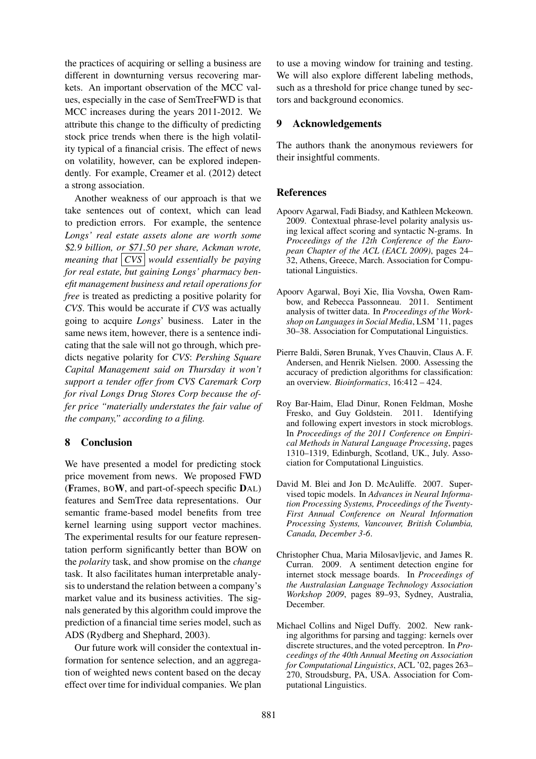the practices of acquiring or selling a business are different in downturning versus recovering markets. An important observation of the MCC values, especially in the case of SemTreeFWD is that MCC increases during the years 2011-2012. We attribute this change to the difficulty of predicting stock price trends when there is the high volatility typical of a financial crisis. The effect of news on volatility, however, can be explored independently. For example, Creamer et al. (2012) detect a strong association.

Another weakness of our approach is that we take sentences out of context, which can lead to prediction errors. For example, the sentence *Longs' real estate assets alone are worth some \$2.9 billion, or \$71.50 per share, Ackman wrote, meaning that* [*CVS*] *would essentially be paying for real estate, but gaining Longs' pharmacy benefit management business and retail operations for free* is treated as predicting a positive polarity for *CVS*. This would be accurate if *CVS* was actually going to acquire *Longs*' business. Later in the same news item, however, there is a sentence indicating that the sale will not go through, which predicts negative polarity for *CVS*: *Pershing Square Capital Management said on Thursday it won't support a tender offer from CVS Caremark Corp for rival Longs Drug Stores Corp because the offer price "materially understates the fair value of the company," according to a filing.*

## 8 Conclusion

We have presented a model for predicting stock price movement from news. We proposed FWD (**F**rames, BO**W**, and part-of-speech specific **D**AL) features and SemTree data representations. Our semantic frame-based model benefits from tree kernel learning using support vector machines. The experimental results for our feature representation perform significantly better than BOW on the *polarity* task, and show promise on the *change* task. It also facilitates human interpretable analysis to understand the relation between a company's market value and its business activities. The signals generated by this algorithm could improve the prediction of a financial time series model, such as ADS (Rydberg and Shephard, 2003).

Our future work will consider the contextual information for sentence selection, and an aggregation of weighted news content based on the decay effect over time for individual companies. We plan to use a moving window for training and testing. We will also explore different labeling methods, such as a threshold for price change tuned by sectors and background economics.

## 9 Acknowledgements

The authors thank the anonymous reviewers for their insightful comments.

## References

Apoorv Agarwal, Fadi Biadsy, and Kathleen Mckeown. 2009. Contextual phrase-level polarity analysis using lexical affect scoring and syntactic N-grams. In *Proceedings of the 12th Conference of the European Chapter of the ACL (EACL 2009)*, pages 24–32, Athens, Greece, March. Association for Computational Linguistics.

Apoorv Agarwal, Boyi Xie, Ilia Vovsha, Owen Rambow, and Rebecca Passonneau. 2011. Sentiment analysis of twitter data. In *Proceedings of the Workshop on Languages in Social Media*, LSM '11, pages 30–38. Association for Computational Linguistics.

Pierre Baldi, Søren Brunak, Yves Chauvin, Claus A. F. Andersen, and Henrik Nielsen. 2000. Assessing the accuracy of prediction algorithms for classification: an overview. *Bioinformatics*, 16:412 – 424.

Roy Bar-Haim, Elad Dinur, Ronen Feldman, Moshe Fresko, and Guy Goldstein. 2011. Identifying and following expert investors in stock microblogs. In *Proceedings of the 2011 Conference on Empirical Methods in Natural Language Processing*, pages 1310–1319, Edinburgh, Scotland, UK., July. Association for Computational Linguistics.

David M. Blei and Jon D. McAuliffe. 2007. Supervised topic models. In *Advances in Neural Information Processing Systems, Proceedings of the Twenty-First Annual Conference on Neural Information Processing Systems, Vancouver, British Columbia, Canada, December 3-6*.

Christopher Chua, Maria Milosavljevic, and James R. Curran. 2009. A sentiment detection engine for internet stock message boards. In *Proceedings of the Australasian Language Technology Association Workshop 2009*, pages 89–93, Sydney, Australia, December.

Michael Collins and Nigel Duffy. 2002. New ranking algorithms for parsing and tagging: kernels over discrete structures, and the voted perceptron. In *Proceedings of the 40th Annual Meeting on Association for Computational Linguistics*, ACL '02, pages 263–270, Stroudsburg, PA, USA. Association for Computational Linguistics.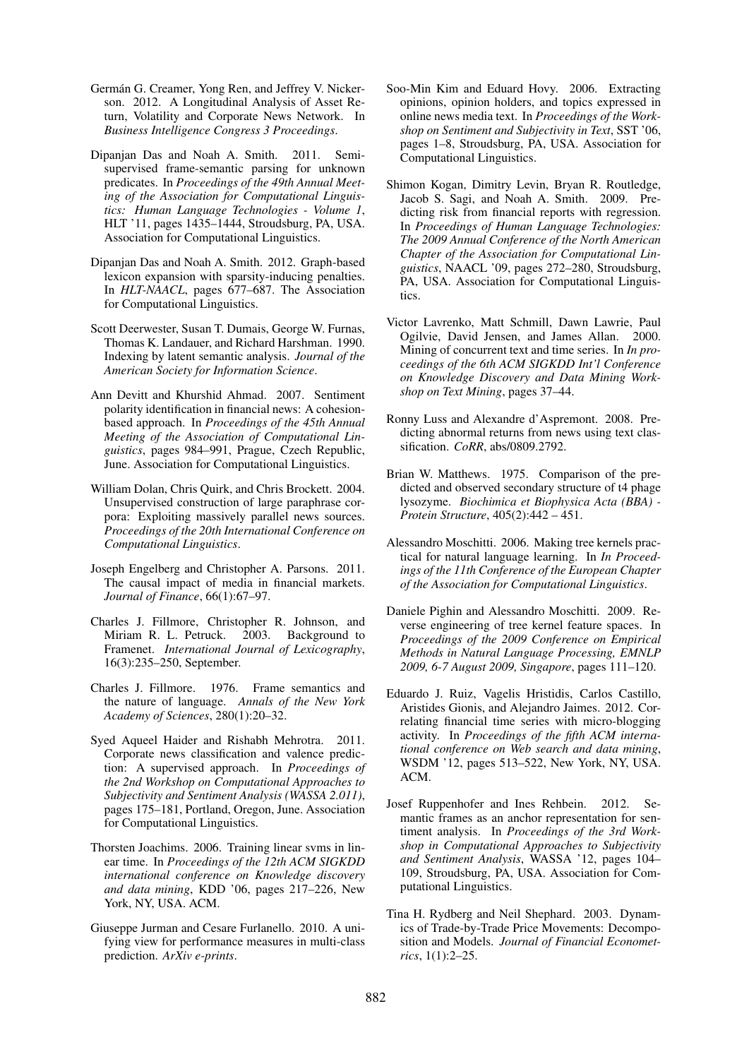Germán G. Creamer, Yong Ren, and Jeffrey V. Nickerson. 2012. A Longitudinal Analysis of Asset Return, Volatility and Corporate News Network. In *Business Intelligence Congress 3 Proceedings*.

Dipanjan Das and Noah A. Smith. 2011. Semi-supervised frame-semantic parsing for unknown predicates. In *Proceedings of the 49th Annual Meeting of the Association for Computational Linguistics: Human Language Technologies - Volume 1*, HLT '11, pages 1435–1444, Stroudsburg, PA, USA. Association for Computational Linguistics.

Dipanjan Das and Noah A. Smith. 2012. Graph-based lexicon expansion with sparsity-inducing penalties. In *HLT-NAACL*, pages 677–687. The Association for Computational Linguistics.

Scott Deerwester, Susan T. Dumais, George W. Furnas, Thomas K. Landauer, and Richard Harshman. 1990. Indexing by latent semantic analysis. *Journal of the American Society for Information Science*.

Ann Devitt and Khurshid Ahmad. 2007. Sentiment polarity identification in financial news: A cohesion-based approach. In *Proceedings of the 45th Annual Meeting of the Association of Computational Linguistics*, pages 984–991, Prague, Czech Republic, June. Association for Computational Linguistics.

William Dolan, Chris Quirk, and Chris Brockett. 2004. Unsupervised construction of large paraphrase corpora: Exploiting massively parallel news sources. *Proceedings of the 20th International Conference on Computational Linguistics*.

Joseph Engelberg and Christopher A. Parsons. 2011. The causal impact of media in financial markets. *Journal of Finance*, 66(1):67–97.

Charles J. Fillmore, Christopher R. Johnson, and Miriam R. L. Petruck. 2003. Background to Framenet. *International Journal of Lexicography*, 16(3):235–250, September.

Charles J. Fillmore. 1976. Frame semantics and the nature of language. *Annals of the New York Academy of Sciences*, 280(1):20–32.

Syed Aqueel Haider and Rishabh Mehrotra. 2011. Corporate news classification and valence prediction: A supervised approach. In *Proceedings of the 2nd Workshop on Computational Approaches to Subjectivity and Sentiment Analysis (WASSA 2.011)*, pages 175–181, Portland, Oregon, June. Association for Computational Linguistics.

Thorsten Joachims. 2006. Training linear svms in linear time. In *Proceedings of the 12th ACM SIGKDD international conference on Knowledge discovery and data mining*, KDD '06, pages 217–226, New York, NY, USA. ACM.

Giuseppe Jurman and Cesare Furlanello. 2010. A unifying view for performance measures in multi-class prediction. *ArXiv e-prints*.

Soo-Min Kim and Eduard Hovy. 2006. Extracting opinions, opinion holders, and topics expressed in online news media text. In *Proceedings of the Workshop on Sentiment and Subjectivity in Text*, SST '06, pages 1–8, Stroudsburg, PA, USA. Association for Computational Linguistics.

Shimon Kogan, Dimitry Levin, Bryan R. Routledge, Jacob S. Sagi, and Noah A. Smith. 2009. Predicting risk from financial reports with regression. In *Proceedings of Human Language Technologies: The 2009 Annual Conference of the North American Chapter of the Association for Computational Linguistics*, NAACL '09, pages 272–280, Stroudsburg, PA, USA. Association for Computational Linguistics.

Victor Lavrenko, Matt Schmill, Dawn Lawrie, Paul Ogilvie, David Jensen, and James Allan. 2000. Mining of concurrent text and time series. In *In proceedings of the 6th ACM SIGKDD Int'l Conference on Knowledge Discovery and Data Mining Workshop on Text Mining*, pages 37–44.

Ronny Luss and Alexandre d'Aspremont. 2008. Predicting abnormal returns from news using text classification. *CoRR*, abs/0809.2792.

Brian W. Matthews. 1975. Comparison of the predicted and observed secondary structure of t4 phage lysozyme. *Biochimica et Biophysica Acta (BBA) - Protein Structure*, 405(2):442 – 451.

Alessandro Moschitti. 2006. Making tree kernels practical for natural language learning. In *In Proceedings of the 11th Conference of the European Chapter of the Association for Computational Linguistics*.

Daniele Pighin and Alessandro Moschitti. 2009. Reverse engineering of tree kernel feature spaces. In *Proceedings of the 2009 Conference on Empirical Methods in Natural Language Processing, EMNLP 2009, 6-7 August 2009, Singapore*, pages 111–120.

Eduardo J. Ruiz, Vagelis Hristidis, Carlos Castillo, Aristides Gionis, and Alejandro Jaimes. 2012. Correlating financial time series with micro-blogging activity. In *Proceedings of the fifth ACM international conference on Web search and data mining*, WSDM '12, pages 513–522, New York, NY, USA. ACM.

Josef Ruppenhofer and Ines Rehbein. 2012. Semantic frames as an anchor representation for sentiment analysis. In *Proceedings of the 3rd Workshop in Computational Approaches to Subjectivity and Sentiment Analysis*, WASSA '12, pages 104–109, Stroudsburg, PA, USA. Association for Computational Linguistics.

Tina H. Rydberg and Neil Shephard. 2003. Dynamics of Trade-by-Trade Price Movements: Decomposition and Models. *Journal of Financial Econometrics*, 1(1):2–25.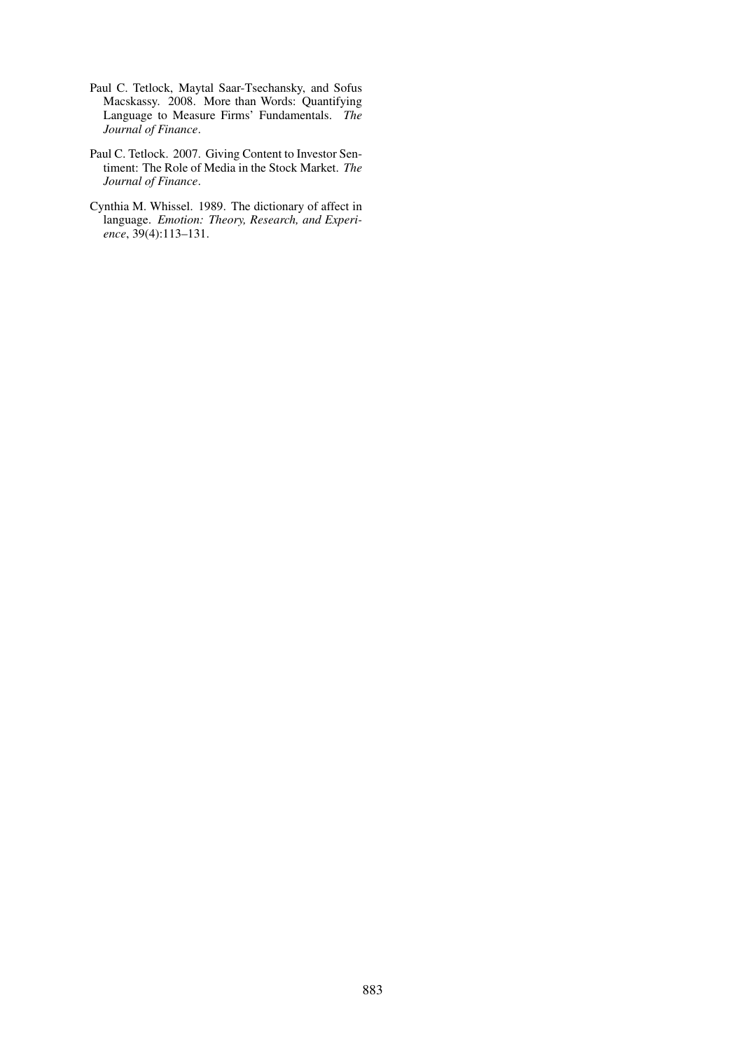Paul C. Tetlock, Maytal Saar-Tsechansky, and Sofus Macskassy. 2008. More than Words: Quantifying Language to Measure Firms' Fundamentals. *The Journal of Finance*.

Paul C. Tetlock. 2007. Giving Content to Investor Sentiment: The Role of Media in the Stock Market. *The Journal of Finance*.

Cynthia M. Whissel. 1989. The dictionary of affect in language. *Emotion: Theory, Research, and Experience*, 39(4):113–131.